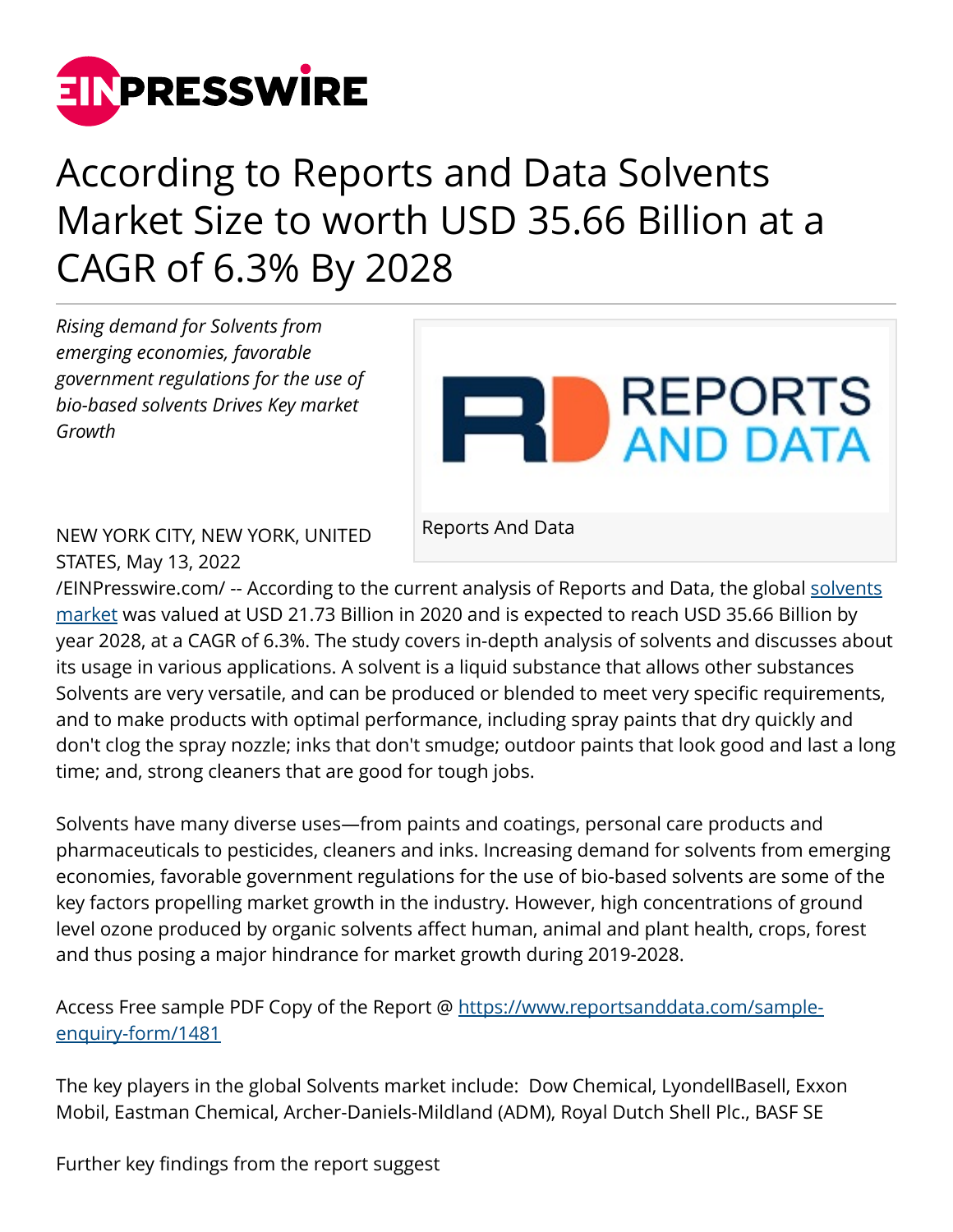# According to Reports and Data Solvents Market Size to worth USD 35.66 Billion at a CAGR of 6.3% By 2028

*Rising demand for Solvents from emerging economies, favorable government regulations for the use of bio-based solvents Drives Key market Growth*

Reports And Data

NEW YORK CITY, NEW YORK, UNITED STATES, May 13, 2022 /EINPresswire.com/ -- According to the current analysis of Reports and Data, the global solvents market was valued at USD 21.73 Billion in 2020 and is expected to reach USD 35.66 Billion by year 2028, at a CAGR of 6.3%. The study covers in-depth analysis of solvents and discusses about its usage in various applications. A solvent is a liquid substance that allows other substances Solvents are very versatile, and can be produced or blended to meet very specific requirements, and to make products with optimal performance, including spray paints that dry quickly and don't clog the spray nozzle; inks that don't smudge; outdoor paints that look good and last a long time; and, strong cleaners that are good for tough jobs.

Solvents have many diverse uses—from paints and coatings, personal care products and pharmaceuticals to pesticides, cleaners and inks. Increasing demand for solvents from emerging economies, favorable government regulations for the use of bio-based solvents are some of the key factors propelling market growth in the industry. However, high concentrations of ground level ozone produced by organic solvents affect human, animal and plant health, crops, forest and thus posing a major hindrance for market growth during 2019-2028.

Access Free sample PDF Copy of the Report @ https://www.reportsanddata.com/sample-enquiry-form/1481

The key players in the global Solvents market include: Dow Chemical, LyondellBasell, Exxon Mobil, Eastman Chemical, Archer-Daniels-Mildland (ADM), Royal Dutch Shell Plc., BASF SE

Further key findings from the report suggest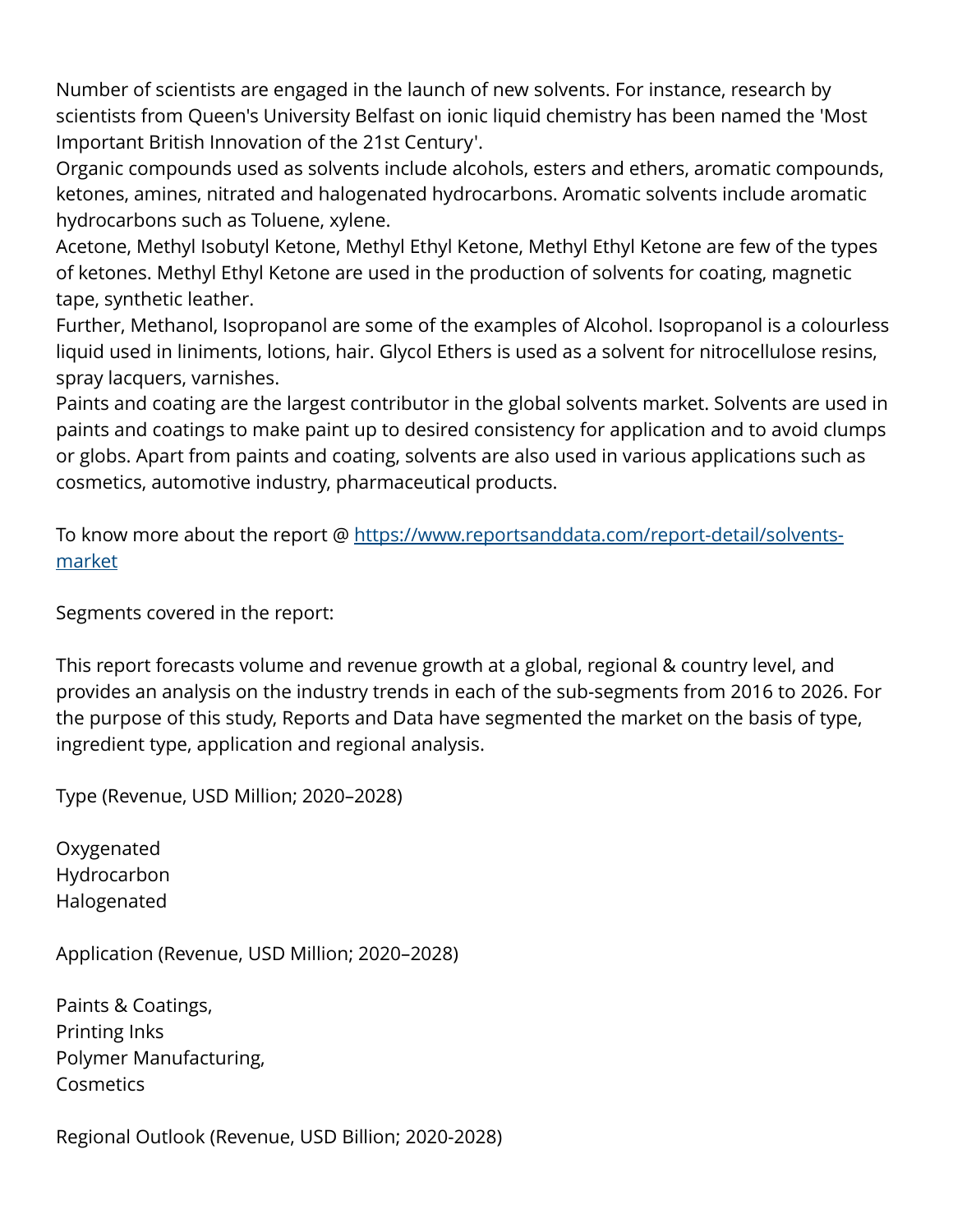Number of scientists are engaged in the launch of new solvents. For instance, research by scientists from Queen's University Belfast on ionic liquid chemistry has been named the 'Most Important British Innovation of the 21st Century'.

Organic compounds used as solvents include alcohols, esters and ethers, aromatic compounds, ketones, amines, nitrated and halogenated hydrocarbons. Aromatic solvents include aromatic hydrocarbons such as Toluene, xylene.

Acetone, Methyl Isobutyl Ketone, Methyl Ethyl Ketone, Methyl Ethyl Ketone are few of the types of ketones. Methyl Ethyl Ketone are used in the production of solvents for coating, magnetic tape, synthetic leather.

Further, Methanol, Isopropanol are some of the examples of Alcohol. Isopropanol is a colourless liquid used in liniments, lotions, hair. Glycol Ethers is used as a solvent for nitrocellulose resins, spray lacquers, varnishes.

Paints and coating are the largest contributor in the global solvents market. Solvents are used in paints and coatings to make paint up to desired consistency for application and to avoid clumps or globs. Apart from paints and coating, solvents are also used in various applications such as cosmetics, automotive industry, pharmaceutical products.

To know more about the report @ [https://www.reportsanddata.com/report-detail/solvents-market](https://www.reportsanddata.com/report-detail/solvents-market)

Segments covered in the report:

This report forecasts volume and revenue growth at a global, regional & country level, and provides an analysis on the industry trends in each of the sub-segments from 2016 to 2026. For the purpose of this study, Reports and Data have segmented the market on the basis of type, ingredient type, application and regional analysis.

Type (Revenue, USD Million; 2020–2028)

Oxygenated
Hydrocarbon
Halogenated

Application (Revenue, USD Million; 2020–2028)

Paints & Coatings,
Printing Inks
Polymer Manufacturing,
Cosmetics

Regional Outlook (Revenue, USD Billion; 2020-2028)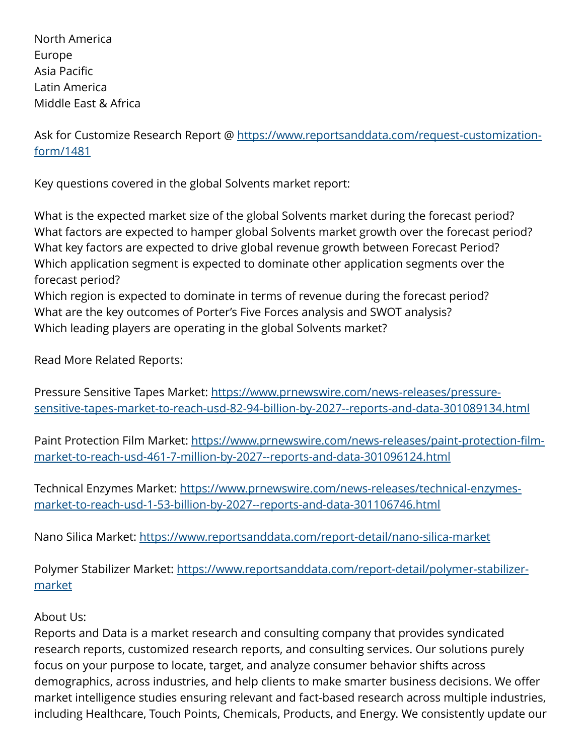North America
Europe
Asia Pacific
Latin America
Middle East & Africa

Ask for Customize Research Report @ https://www.reportsanddata.com/request-customization-form/1481

Key questions covered in the global Solvents market report:

What is the expected market size of the global Solvents market during the forecast period?
What factors are expected to hamper global Solvents market growth over the forecast period?
What key factors are expected to drive global revenue growth between Forecast Period?
Which application segment is expected to dominate other application segments over the forecast period?
Which region is expected to dominate in terms of revenue during the forecast period?
What are the key outcomes of Porter's Five Forces analysis and SWOT analysis?
Which leading players are operating in the global Solvents market?

Read More Related Reports:

Pressure Sensitive Tapes Market: https://www.prnewswire.com/news-releases/pressure-sensitive-tapes-market-to-reach-usd-82-94-billion-by-2027--reports-and-data-301089134.html

Paint Protection Film Market: https://www.prnewswire.com/news-releases/paint-protection-film-market-to-reach-usd-461-7-million-by-2027--reports-and-data-301096124.html

Technical Enzymes Market: https://www.prnewswire.com/news-releases/technical-enzymes-market-to-reach-usd-1-53-billion-by-2027--reports-and-data-301106746.html

Nano Silica Market: https://www.reportsanddata.com/report-detail/nano-silica-market

Polymer Stabilizer Market: https://www.reportsanddata.com/report-detail/polymer-stabilizer-market

About Us:
Reports and Data is a market research and consulting company that provides syndicated research reports, customized research reports, and consulting services. Our solutions purely focus on your purpose to locate, target, and analyze consumer behavior shifts across demographics, across industries, and help clients to make smarter business decisions. We offer market intelligence studies ensuring relevant and fact-based research across multiple industries, including Healthcare, Touch Points, Chemicals, Products, and Energy. We consistently update our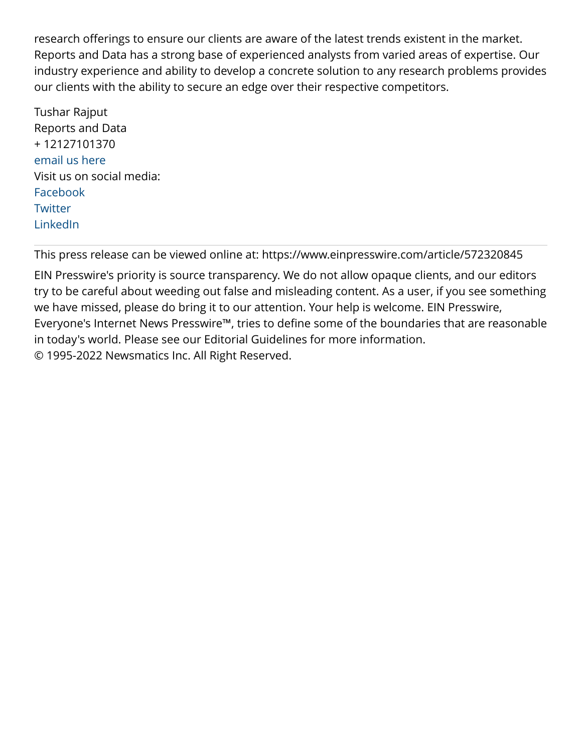research offerings to ensure our clients are aware of the latest trends existent in the market. Reports and Data has a strong base of experienced analysts from varied areas of expertise. Our industry experience and ability to develop a concrete solution to any research problems provides our clients with the ability to secure an edge over their respective competitors.

Tushar Rajput
Reports and Data
+ 12127101370
email us here
Visit us on social media:
Facebook
Twitter
LinkedIn

---

This press release can be viewed online at: https://www.einpresswire.com/article/572320845

EIN Presswire's priority is source transparency. We do not allow opaque clients, and our editors try to be careful about weeding out false and misleading content. As a user, if you see something we have missed, please do bring it to our attention. Your help is welcome. EIN Presswire, Everyone's Internet News Presswire™, tries to define some of the boundaries that are reasonable in today's world. Please see our Editorial Guidelines for more information.
© 1995-2022 Newsmatics Inc. All Right Reserved.